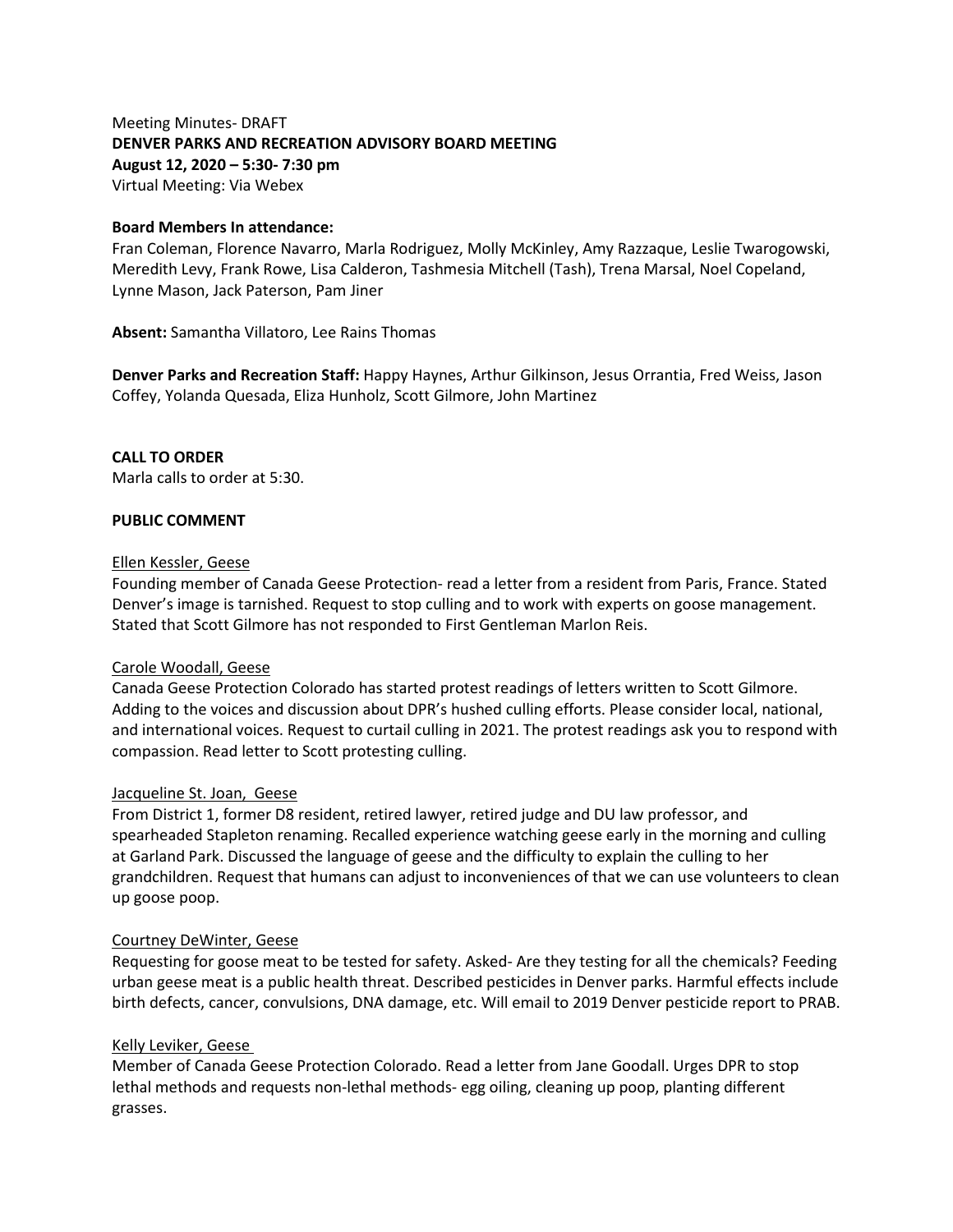Meeting Minutes- DRAFT

**DENVER PARKS AND RECREATION ADVISORY BOARD MEETING**

**August 12, 2020 – 5:30- 7:30 pm**

Virtual Meeting: Via Webex

**Board Members In attendance:**

Fran Coleman, Florence Navarro, Marla Rodriguez, Molly McKinley, Amy Razzaque, Leslie Twarogowski, Meredith Levy, Frank Rowe, Lisa Calderon, Tashmesia Mitchell (Tash), Trena Marsal, Noel Copeland, Lynne Mason, Jack Paterson, Pam Jiner

**Absent:** Samantha Villatoro, Lee Rains Thomas

**Denver Parks and Recreation Staff:** Happy Haynes, Arthur Gilkinson, Jesus Orrantia, Fred Weiss, Jason Coffey, Yolanda Quesada, Eliza Hunholz, Scott Gilmore, John Martinez

**CALL TO ORDER**

Marla calls to order at 5:30.

**PUBLIC COMMENT**

Ellen Kessler, Geese

Founding member of Canada Geese Protection- read a letter from a resident from Paris, France. Stated Denver's image is tarnished. Request to stop culling and to work with experts on goose management. Stated that Scott Gilmore has not responded to First Gentleman Marlon Reis.

Carole Woodall, Geese

Canada Geese Protection Colorado has started protest readings of letters written to Scott Gilmore. Adding to the voices and discussion about DPR's hushed culling efforts. Please consider local, national, and international voices. Request to curtail culling in 2021. The protest readings ask you to respond with compassion. Read letter to Scott protesting culling.

Jacqueline St. Joan, Geese

From District 1, former D8 resident, retired lawyer, retired judge and DU law professor, and spearheaded Stapleton renaming. Recalled experience watching geese early in the morning and culling at Garland Park. Discussed the language of geese and the difficulty to explain the culling to her grandchildren. Request that humans can adjust to inconveniences of that we can use volunteers to clean up goose poop.

Courtney DeWinter, Geese

Requesting for goose meat to be tested for safety. Asked- Are they testing for all the chemicals? Feeding urban geese meat is a public health threat. Described pesticides in Denver parks. Harmful effects include birth defects, cancer, convulsions, DNA damage, etc. Will email to 2019 Denver pesticide report to PRAB.

Kelly Leviker, Geese

Member of Canada Geese Protection Colorado. Read a letter from Jane Goodall. Urges DPR to stop lethal methods and requests non-lethal methods- egg oiling, cleaning up poop, planting different grasses.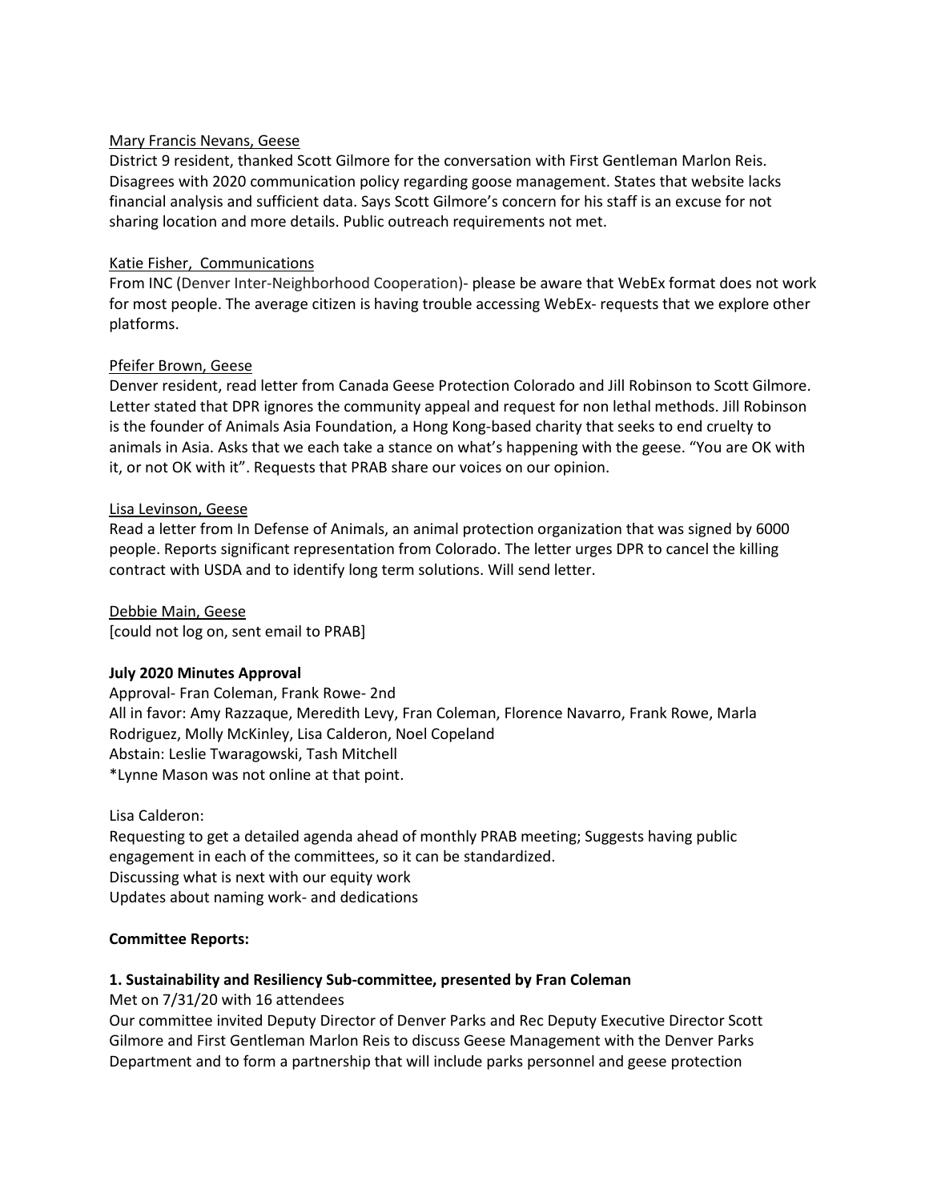<u>Mary Francis Nevans, Geese</u>

District 9 resident, thanked Scott Gilmore for the conversation with First Gentleman Marlon Reis. Disagrees with 2020 communication policy regarding goose management. States that website lacks financial analysis and sufficient data. Says Scott Gilmore's concern for his staff is an excuse for not sharing location and more details. Public outreach requirements not met.

<u>Katie Fisher, Communications</u>

From INC (Denver Inter-Neighborhood Cooperation)- please be aware that WebEx format does not work for most people. The average citizen is having trouble accessing WebEx- requests that we explore other platforms.

<u>Pfeifer Brown, Geese</u>

Denver resident, read letter from Canada Geese Protection Colorado and Jill Robinson to Scott Gilmore. Letter stated that DPR ignores the community appeal and request for non lethal methods. Jill Robinson is the founder of Animals Asia Foundation, a Hong Kong-based charity that seeks to end cruelty to animals in Asia. Asks that we each take a stance on what's happening with the geese. "You are OK with it, or not OK with it". Requests that PRAB share our voices on our opinion.

<u>Lisa Levinson, Geese</u>

Read a letter from In Defense of Animals, an animal protection organization that was signed by 6000 people. Reports significant representation from Colorado. The letter urges DPR to cancel the killing contract with USDA and to identify long term solutions. Will send letter.

<u>Debbie Main, Geese</u>

[could not log on, sent email to PRAB]

**July 2020 Minutes Approval**

Approval- Fran Coleman, Frank Rowe- 2nd

All in favor: Amy Razzaque, Meredith Levy, Fran Coleman, Florence Navarro, Frank Rowe, Marla Rodriguez, Molly McKinley, Lisa Calderon, Noel Copeland

Abstain: Leslie Twaragowski, Tash Mitchell

*Lynne Mason was not online at that point.

Lisa Calderon:

Requesting to get a detailed agenda ahead of monthly PRAB meeting; Suggests having public engagement in each of the committees, so it can be standardized.

Discussing what is next with our equity work

Updates about naming work- and dedications

**Committee Reports:**

**1. Sustainability and Resiliency Sub-committee, presented by Fran Coleman**

Met on 7/31/20 with 16 attendees

Our committee invited Deputy Director of Denver Parks and Rec Deputy Executive Director Scott Gilmore and First Gentleman Marlon Reis to discuss Geese Management with the Denver Parks Department and to form a partnership that will include parks personnel and geese protection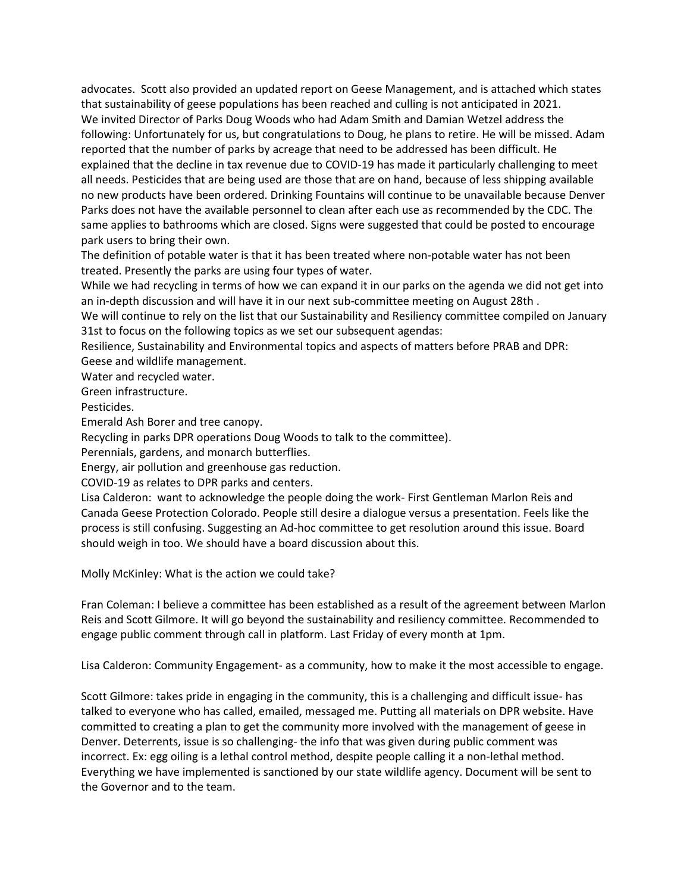advocates. Scott also provided an updated report on Geese Management, and is attached which states that sustainability of geese populations has been reached and culling is not anticipated in 2021.
We invited Director of Parks Doug Woods who had Adam Smith and Damian Wetzel address the following: Unfortunately for us, but congratulations to Doug, he plans to retire. He will be missed. Adam reported that the number of parks by acreage that need to be addressed has been difficult. He explained that the decline in tax revenue due to COVID-19 has made it particularly challenging to meet all needs. Pesticides that are being used are those that are on hand, because of less shipping available no new products have been ordered. Drinking Fountains will continue to be unavailable because Denver Parks does not have the available personnel to clean after each use as recommended by the CDC. The same applies to bathrooms which are closed. Signs were suggested that could be posted to encourage park users to bring their own.
The definition of potable water is that it has been treated where non-potable water has not been treated. Presently the parks are using four types of water.
While we had recycling in terms of how we can expand it in our parks on the agenda we did not get into an in-depth discussion and will have it in our next sub-committee meeting on August 28th .
We will continue to rely on the list that our Sustainability and Resiliency committee compiled on January 31st to focus on the following topics as we set our subsequent agendas:
Resilience, Sustainability and Environmental topics and aspects of matters before PRAB and DPR:
Geese and wildlife management.
Water and recycled water.
Green infrastructure.
Pesticides.
Emerald Ash Borer and tree canopy.
Recycling in parks DPR operations Doug Woods to talk to the committee).
Perennials, gardens, and monarch butterflies.
Energy, air pollution and greenhouse gas reduction.
COVID-19 as relates to DPR parks and centers.
Lisa Calderon: want to acknowledge the people doing the work- First Gentleman Marlon Reis and Canada Geese Protection Colorado. People still desire a dialogue versus a presentation. Feels like the process is still confusing. Suggesting an Ad-hoc committee to get resolution around this issue. Board should weigh in too. We should have a board discussion about this.

Molly McKinley: What is the action we could take?

Fran Coleman: I believe a committee has been established as a result of the agreement between Marlon Reis and Scott Gilmore. It will go beyond the sustainability and resiliency committee. Recommended to engage public comment through call in platform. Last Friday of every month at 1pm.

Lisa Calderon: Community Engagement- as a community, how to make it the most accessible to engage.

Scott Gilmore: takes pride in engaging in the community, this is a challenging and difficult issue- has talked to everyone who has called, emailed, messaged me. Putting all materials on DPR website. Have committed to creating a plan to get the community more involved with the management of geese in Denver. Deterrents, issue is so challenging- the info that was given during public comment was incorrect. Ex: egg oiling is a lethal control method, despite people calling it a non-lethal method. Everything we have implemented is sanctioned by our state wildlife agency. Document will be sent to the Governor and to the team.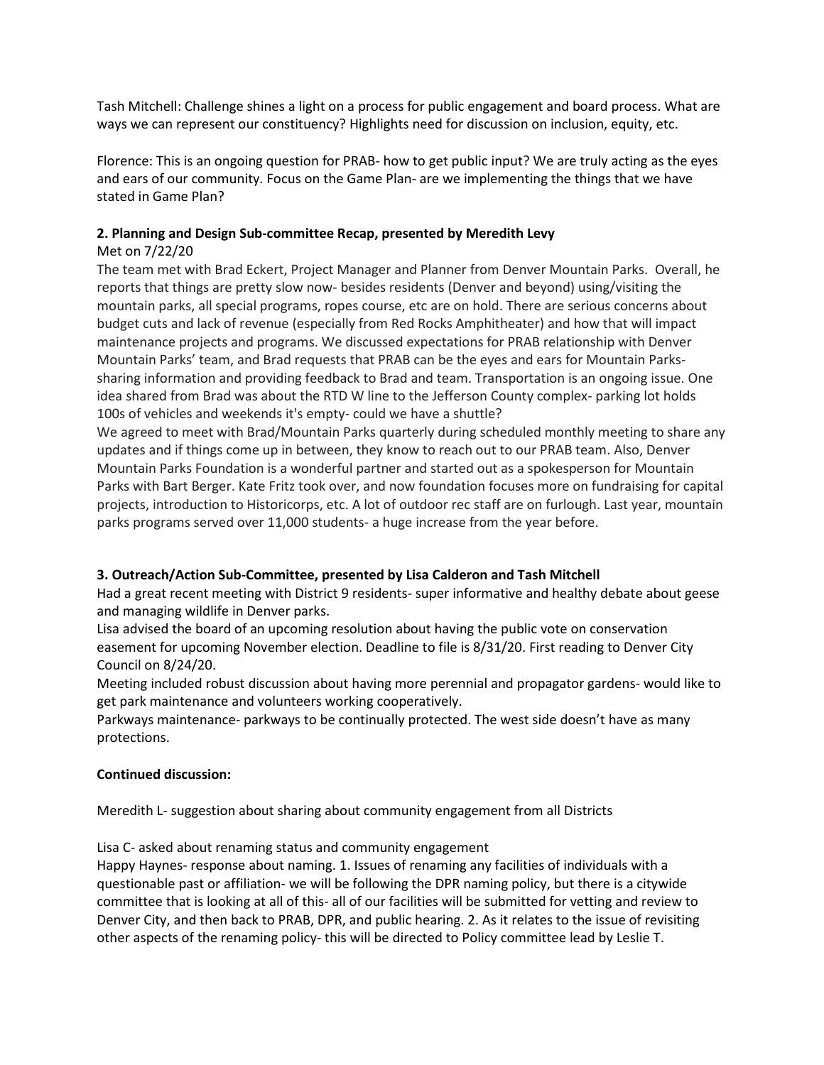Tash Mitchell: Challenge shines a light on a process for public engagement and board process. What are ways we can represent our constituency? Highlights need for discussion on inclusion, equity, etc.

Florence: This is an ongoing question for PRAB- how to get public input? We are truly acting as the eyes and ears of our community. Focus on the Game Plan- are we implementing the things that we have stated in Game Plan?

**2. Planning and Design Sub-committee Recap, presented by Meredith Levy**

Met on 7/22/20

The team met with Brad Eckert, Project Manager and Planner from Denver Mountain Parks. Overall, he reports that things are pretty slow now- besides residents (Denver and beyond) using/visiting the mountain parks, all special programs, ropes course, etc are on hold. There are serious concerns about budget cuts and lack of revenue (especially from Red Rocks Amphitheater) and how that will impact maintenance projects and programs. We discussed expectations for PRAB relationship with Denver Mountain Parks' team, and Brad requests that PRAB can be the eyes and ears for Mountain Parks- sharing information and providing feedback to Brad and team. Transportation is an ongoing issue. One idea shared from Brad was about the RTD W line to the Jefferson County complex- parking lot holds 100s of vehicles and weekends it's empty- could we have a shuttle?

We agreed to meet with Brad/Mountain Parks quarterly during scheduled monthly meeting to share any updates and if things come up in between, they know to reach out to our PRAB team. Also, Denver Mountain Parks Foundation is a wonderful partner and started out as a spokesperson for Mountain Parks with Bart Berger. Kate Fritz took over, and now foundation focuses more on fundraising for capital projects, introduction to Historicorps, etc. A lot of outdoor rec staff are on furlough. Last year, mountain parks programs served over 11,000 students- a huge increase from the year before.

**3. Outreach/Action Sub-Committee, presented by Lisa Calderon and Tash Mitchell**

Had a great recent meeting with District 9 residents- super informative and healthy debate about geese and managing wildlife in Denver parks.

Lisa advised the board of an upcoming resolution about having the public vote on conservation easement for upcoming November election. Deadline to file is 8/31/20. First reading to Denver City Council on 8/24/20.

Meeting included robust discussion about having more perennial and propagator gardens- would like to get park maintenance and volunteers working cooperatively.

Parkways maintenance- parkways to be continually protected. The west side doesn't have as many protections.

**Continued discussion:**

Meredith L- suggestion about sharing about community engagement from all Districts

Lisa C- asked about renaming status and community engagement

Happy Haynes- response about naming. 1. Issues of renaming any facilities of individuals with a questionable past or affiliation- we will be following the DPR naming policy, but there is a citywide committee that is looking at all of this- all of our facilities will be submitted for vetting and review to Denver City, and then back to PRAB, DPR, and public hearing. 2. As it relates to the issue of revisiting other aspects of the renaming policy- this will be directed to Policy committee lead by Leslie T.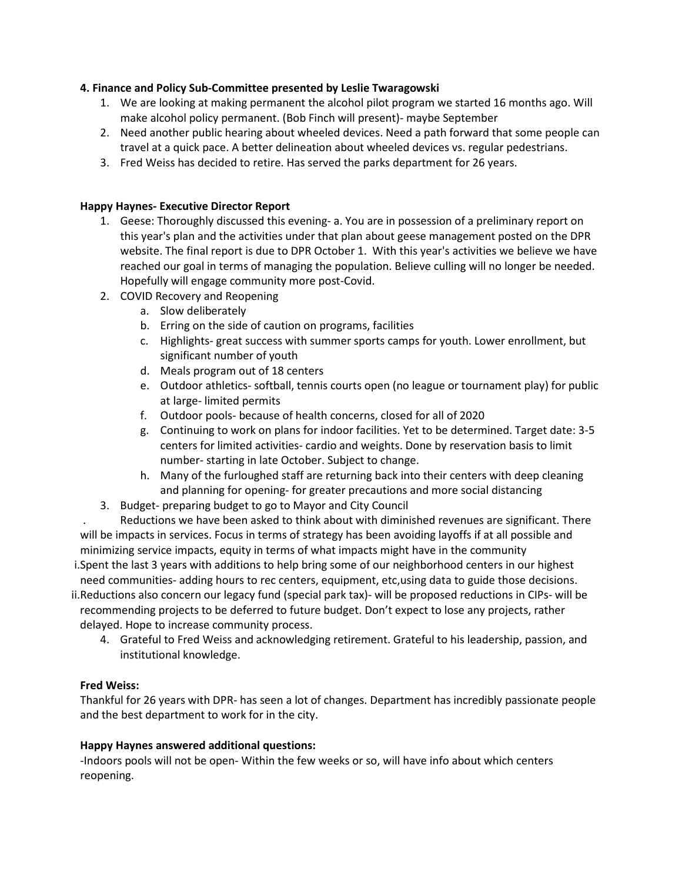**4. Finance and Policy Sub-Committee presented by Leslie Twaragowski**

1. We are looking at making permanent the alcohol pilot program we started 16 months ago. Will make alcohol policy permanent. (Bob Finch will present)- maybe September
2. Need another public hearing about wheeled devices. Need a path forward that some people can travel at a quick pace. A better delineation about wheeled devices vs. regular pedestrians.
3. Fred Weiss has decided to retire. Has served the parks department for 26 years.

**Happy Haynes- Executive Director Report**

1. Geese: Thoroughly discussed this evening- a. You are in possession of a preliminary report on this year's plan and the activities under that plan about geese management posted on the DPR website. The final report is due to DPR October 1. With this year's activities we believe we have reached our goal in terms of managing the population. Believe culling will no longer be needed. Hopefully will engage community more post-Covid.
2. COVID Recovery and Reopening
   a. Slow deliberately
   b. Erring on the side of caution on programs, facilities
   c. Highlights- great success with summer sports camps for youth. Lower enrollment, but significant number of youth
   d. Meals program out of 18 centers
   e. Outdoor athletics- softball, tennis courts open (no league or tournament play) for public at large- limited permits
   f. Outdoor pools- because of health concerns, closed for all of 2020
   g. Continuing to work on plans for indoor facilities. Yet to be determined. Target date: 3-5 centers for limited activities- cardio and weights. Done by reservation basis to limit number- starting in late October. Subject to change.
   h. Many of the furloughed staff are returning back into their centers with deep cleaning and planning for opening- for greater precautions and more social distancing
3. Budget- preparing budget to go to Mayor and City Council

. Reductions we have been asked to think about with diminished revenues are significant. There will be impacts in services. Focus in terms of strategy has been avoiding layoffs if at all possible and minimizing service impacts, equity in terms of what impacts might have in the community

i. Spent the last 3 years with additions to help bring some of our neighborhood centers in our highest need communities- adding hours to rec centers, equipment, etc,using data to guide those decisions.

ii. Reductions also concern our legacy fund (special park tax)- will be proposed reductions in CIPs- will be recommending projects to be deferred to future budget. Don't expect to lose any projects, rather delayed. Hope to increase community process.

4. Grateful to Fred Weiss and acknowledging retirement. Grateful to his leadership, passion, and institutional knowledge.

**Fred Weiss:**

Thankful for 26 years with DPR- has seen a lot of changes. Department has incredibly passionate people and the best department to work for in the city.

**Happy Haynes answered additional questions:**

-Indoors pools will not be open- Within the few weeks or so, will have info about which centers reopening.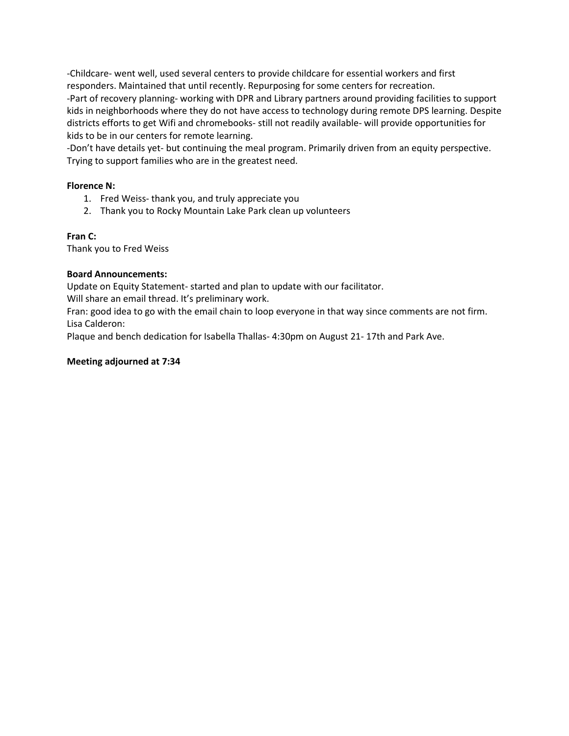-Childcare- went well, used several centers to provide childcare for essential workers and first responders. Maintained that until recently. Repurposing for some centers for recreation.
-Part of recovery planning- working with DPR and Library partners around providing facilities to support kids in neighborhoods where they do not have access to technology during remote DPS learning. Despite districts efforts to get Wifi and chromebooks- still not readily available- will provide opportunities for kids to be in our centers for remote learning.
-Don't have details yet- but continuing the meal program. Primarily driven from an equity perspective. Trying to support families who are in the greatest need.

**Florence N:**

1. Fred Weiss- thank you, and truly appreciate you
2. Thank you to Rocky Mountain Lake Park clean up volunteers

**Fran C:**
Thank you to Fred Weiss

**Board Announcements:**
Update on Equity Statement- started and plan to update with our facilitator.
Will share an email thread. It's preliminary work.
Fran: good idea to go with the email chain to loop everyone in that way since comments are not firm.
Lisa Calderon:
Plaque and bench dedication for Isabella Thallas- 4:30pm on August 21- 17th and Park Ave.

**Meeting adjourned at 7:34**